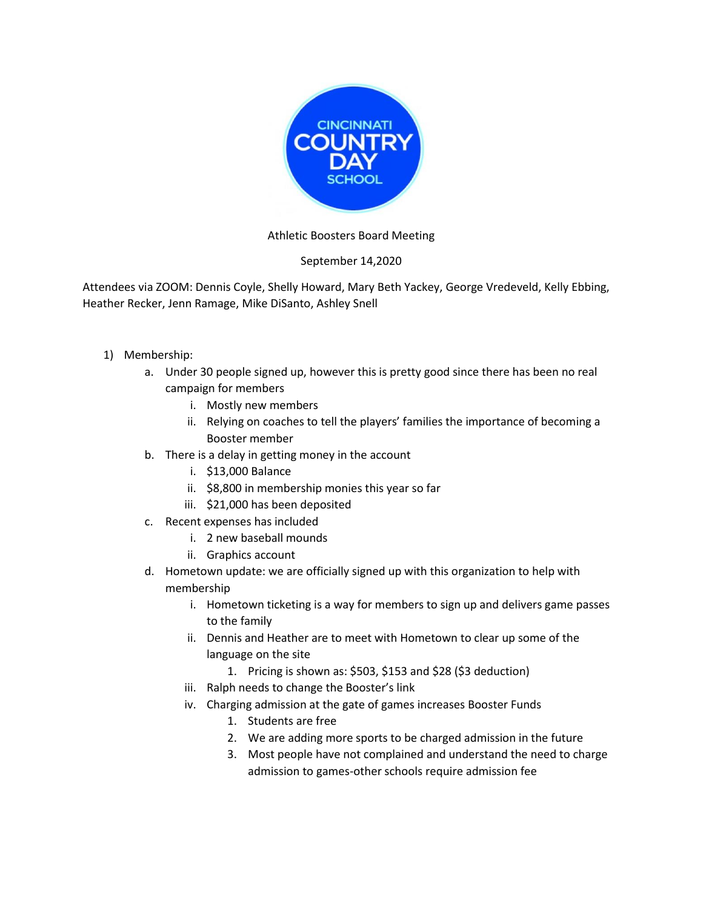CINCINNATI COUNTRY DAY SCHOOL

Athletic Boosters Board Meeting

September 14,2020

Attendees via ZOOM: Dennis Coyle, Shelly Howard, Mary Beth Yackey, George Vredeveld, Kelly Ebbing, Heather Recker, Jenn Ramage, Mike DiSanto, Ashley Snell

1) Membership:
   a. Under 30 people signed up, however this is pretty good since there has been no real campaign for members
      i. Mostly new members
      ii. Relying on coaches to tell the players' families the importance of becoming a Booster member
   b. There is a delay in getting money in the account
      i. $13,000 Balance
      ii. $8,800 in membership monies this year so far
      iii. $21,000 has been deposited
   c. Recent expenses has included
      i. 2 new baseball mounds
      ii. Graphics account
   d. Hometown update: we are officially signed up with this organization to help with membership
      i. Hometown ticketing is a way for members to sign up and delivers game passes to the family
      ii. Dennis and Heather are to meet with Hometown to clear up some of the language on the site
         1. Pricing is shown as: $503, $153 and $28 ($3 deduction)
      iii. Ralph needs to change the Booster's link
      iv. Charging admission at the gate of games increases Booster Funds
         1. Students are free
         2. We are adding more sports to be charged admission in the future
         3. Most people have not complained and understand the need to charge admission to games-other schools require admission fee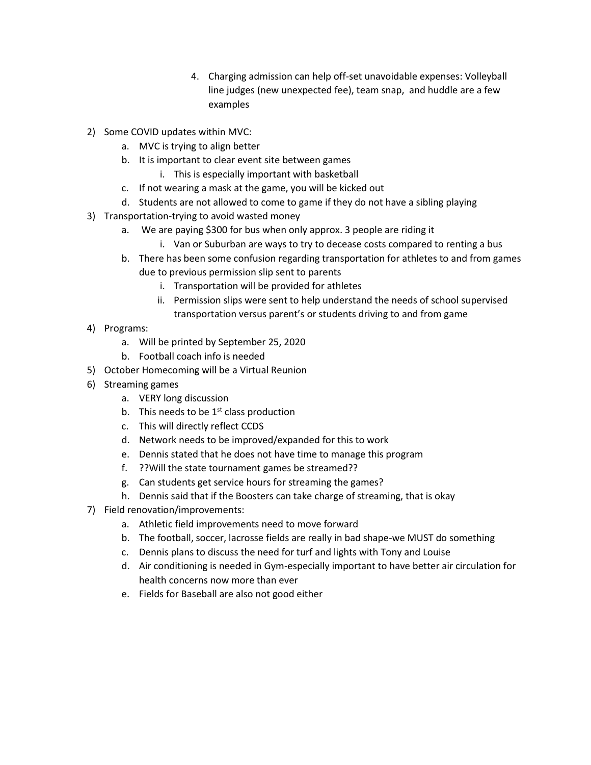4. Charging admission can help off-set unavoidable expenses: Volleyball line judges (new unexpected fee), team snap, and huddle are a few examples

2) Some COVID updates within MVC:
   a. MVC is trying to align better
   b. It is important to clear event site between games
      i. This is especially important with basketball
   c. If not wearing a mask at the game, you will be kicked out
   d. Students are not allowed to come to game if they do not have a sibling playing
3) Transportation-trying to avoid wasted money
   a. We are paying $300 for bus when only approx. 3 people are riding it
      i. Van or Suburban are ways to try to decease costs compared to renting a bus
   b. There has been some confusion regarding transportation for athletes to and from games due to previous permission slip sent to parents
      i. Transportation will be provided for athletes
      ii. Permission slips were sent to help understand the needs of school supervised transportation versus parent's or students driving to and from game
4) Programs:
   a. Will be printed by September 25, 2020
   b. Football coach info is needed
5) October Homecoming will be a Virtual Reunion
6) Streaming games
   a. VERY long discussion
   b. This needs to be 1st class production
   c. This will directly reflect CCDS
   d. Network needs to be improved/expanded for this to work
   e. Dennis stated that he does not have time to manage this program
   f. ??Will the state tournament games be streamed??
   g. Can students get service hours for streaming the games?
   h. Dennis said that if the Boosters can take charge of streaming, that is okay
7) Field renovation/improvements:
   a. Athletic field improvements need to move forward
   b. The football, soccer, lacrosse fields are really in bad shape-we MUST do something
   c. Dennis plans to discuss the need for turf and lights with Tony and Louise
   d. Air conditioning is needed in Gym-especially important to have better air circulation for health concerns now more than ever
   e. Fields for Baseball are also not good either